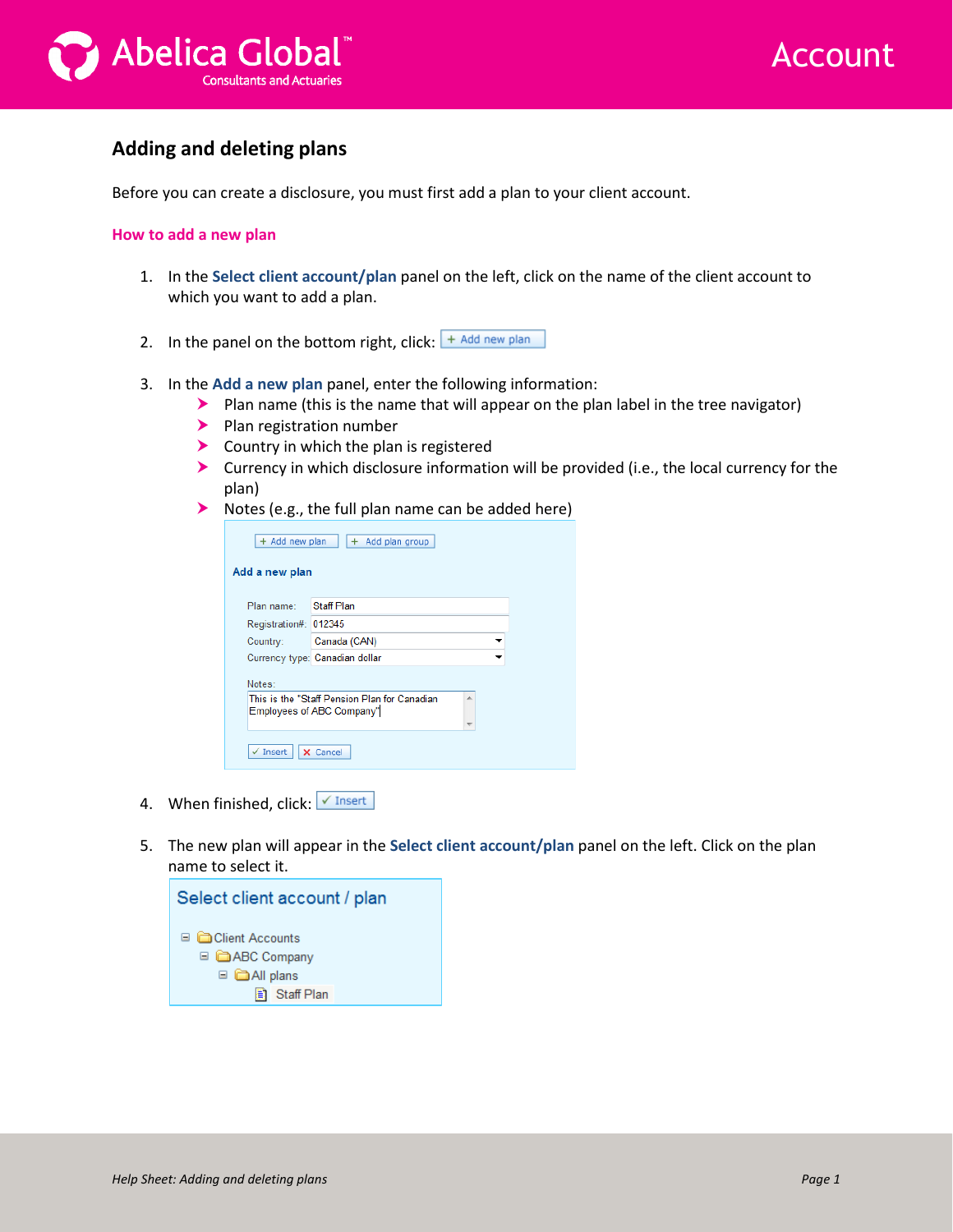## Adding and deleting plans

Before you can create a disclosure, you must first add a plan to your client account.

### How to add a new plan

1. In the **Select client account/plan** panel on the left, click on the name of the client account to which you want to add a plan.

2. In the panel on the bottom right, click: + Add new plan

3. In the **Add a new plan** panel, enter the following information:
   - Plan name (this is the name that will appear on the plan label in the tree navigator)
   - Plan registration number
   - Country in which the plan is registered
   - Currency in which disclosure information will be provided (i.e., the local currency for the plan)
   - Notes (e.g., the full plan name can be added here)

4. When finished, click: ✓ Insert

5. The new plan will appear in the **Select client account/plan** panel on the left. Click on the plan name to select it.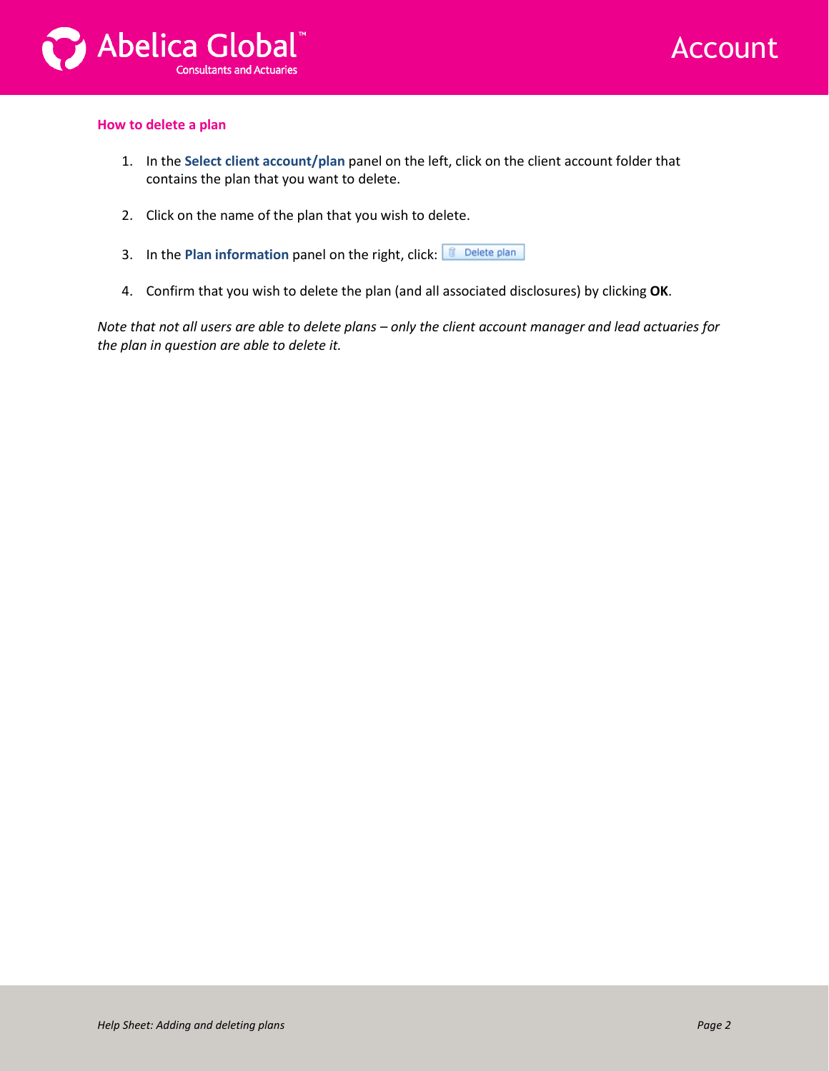### How to delete a plan

1. In the **Select client account/plan** panel on the left, click on the client account folder that contains the plan that you want to delete.

2. Click on the name of the plan that you wish to delete.

3. In the **Plan information** panel on the right, click: Delete plan

4. Confirm that you wish to delete the plan (and all associated disclosures) by clicking **OK**.

*Note that not all users are able to delete plans – only the client account manager and lead actuaries for the plan in question are able to delete it.*